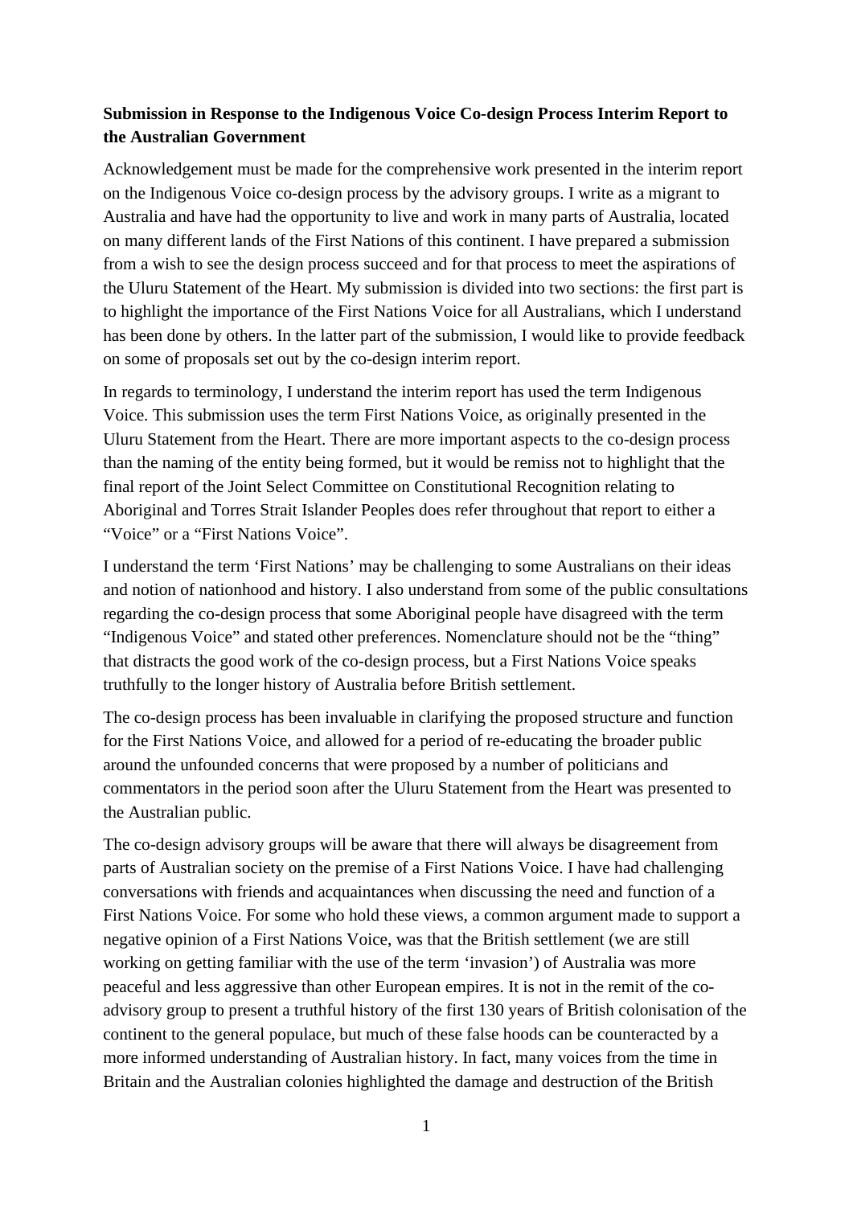**Submission in Response to the Indigenous Voice Co-design Process Interim Report to the Australian Government**

Acknowledgement must be made for the comprehensive work presented in the interim report on the Indigenous Voice co-design process by the advisory groups. I write as a migrant to Australia and have had the opportunity to live and work in many parts of Australia, located on many different lands of the First Nations of this continent. I have prepared a submission from a wish to see the design process succeed and for that process to meet the aspirations of the Uluru Statement of the Heart. My submission is divided into two sections: the first part is to highlight the importance of the First Nations Voice for all Australians, which I understand has been done by others. In the latter part of the submission, I would like to provide feedback on some of proposals set out by the co-design interim report.

In regards to terminology, I understand the interim report has used the term Indigenous Voice. This submission uses the term First Nations Voice, as originally presented in the Uluru Statement from the Heart. There are more important aspects to the co-design process than the naming of the entity being formed, but it would be remiss not to highlight that the final report of the Joint Select Committee on Constitutional Recognition relating to Aboriginal and Torres Strait Islander Peoples does refer throughout that report to either a "Voice" or a "First Nations Voice".

I understand the term 'First Nations' may be challenging to some Australians on their ideas and notion of nationhood and history. I also understand from some of the public consultations regarding the co-design process that some Aboriginal people have disagreed with the term "Indigenous Voice" and stated other preferences. Nomenclature should not be the "thing" that distracts the good work of the co-design process, but a First Nations Voice speaks truthfully to the longer history of Australia before British settlement.

The co-design process has been invaluable in clarifying the proposed structure and function for the First Nations Voice, and allowed for a period of re-educating the broader public around the unfounded concerns that were proposed by a number of politicians and commentators in the period soon after the Uluru Statement from the Heart was presented to the Australian public.

The co-design advisory groups will be aware that there will always be disagreement from parts of Australian society on the premise of a First Nations Voice. I have had challenging conversations with friends and acquaintances when discussing the need and function of a First Nations Voice. For some who hold these views, a common argument made to support a negative opinion of a First Nations Voice, was that the British settlement (we are still working on getting familiar with the use of the term 'invasion') of Australia was more peaceful and less aggressive than other European empires. It is not in the remit of the co-advisory group to present a truthful history of the first 130 years of British colonisation of the continent to the general populace, but much of these false hoods can be counteracted by a more informed understanding of Australian history. In fact, many voices from the time in Britain and the Australian colonies highlighted the damage and destruction of the British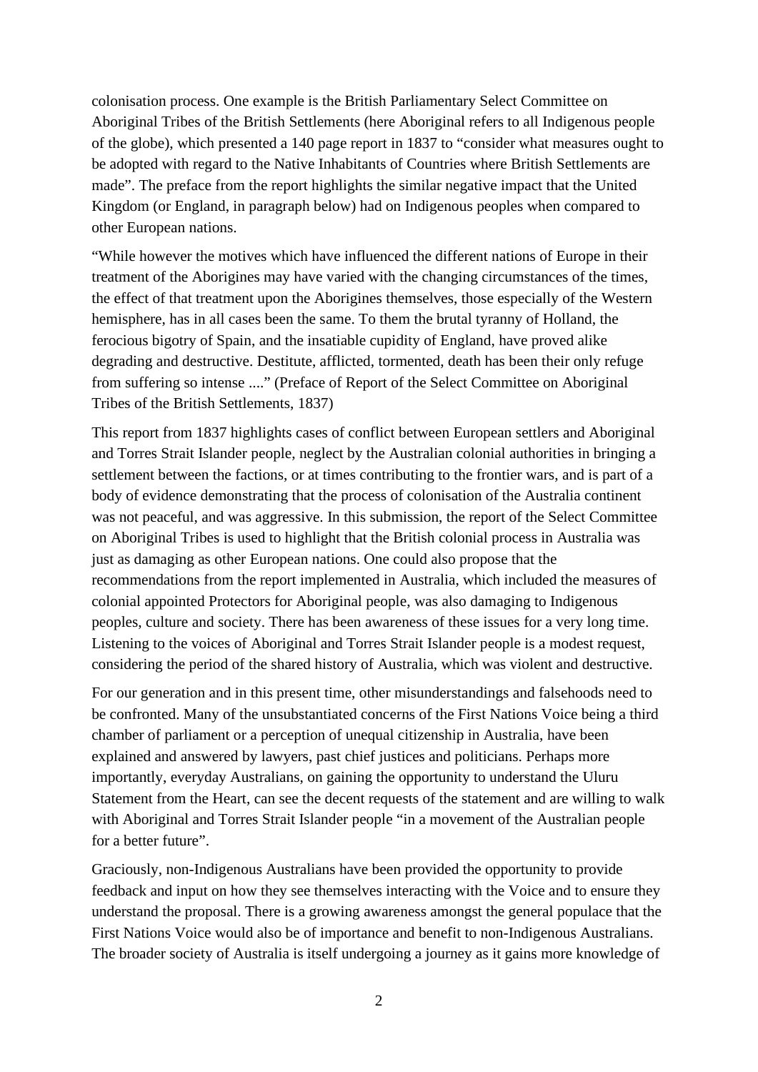colonisation process. One example is the British Parliamentary Select Committee on Aboriginal Tribes of the British Settlements (here Aboriginal refers to all Indigenous people of the globe), which presented a 140 page report in 1837 to "consider what measures ought to be adopted with regard to the Native Inhabitants of Countries where British Settlements are made". The preface from the report highlights the similar negative impact that the United Kingdom (or England, in paragraph below) had on Indigenous peoples when compared to other European nations.

"While however the motives which have influenced the different nations of Europe in their treatment of the Aborigines may have varied with the changing circumstances of the times, the effect of that treatment upon the Aborigines themselves, those especially of the Western hemisphere, has in all cases been the same. To them the brutal tyranny of Holland, the ferocious bigotry of Spain, and the insatiable cupidity of England, have proved alike degrading and destructive. Destitute, afflicted, tormented, death has been their only refuge from suffering so intense ...." (Preface of Report of the Select Committee on Aboriginal Tribes of the British Settlements, 1837)

This report from 1837 highlights cases of conflict between European settlers and Aboriginal and Torres Strait Islander people, neglect by the Australian colonial authorities in bringing a settlement between the factions, or at times contributing to the frontier wars, and is part of a body of evidence demonstrating that the process of colonisation of the Australia continent was not peaceful, and was aggressive. In this submission, the report of the Select Committee on Aboriginal Tribes is used to highlight that the British colonial process in Australia was just as damaging as other European nations. One could also propose that the recommendations from the report implemented in Australia, which included the measures of colonial appointed Protectors for Aboriginal people, was also damaging to Indigenous peoples, culture and society. There has been awareness of these issues for a very long time. Listening to the voices of Aboriginal and Torres Strait Islander people is a modest request, considering the period of the shared history of Australia, which was violent and destructive.

For our generation and in this present time, other misunderstandings and falsehoods need to be confronted. Many of the unsubstantiated concerns of the First Nations Voice being a third chamber of parliament or a perception of unequal citizenship in Australia, have been explained and answered by lawyers, past chief justices and politicians. Perhaps more importantly, everyday Australians, on gaining the opportunity to understand the Uluru Statement from the Heart, can see the decent requests of the statement and are willing to walk with Aboriginal and Torres Strait Islander people "in a movement of the Australian people for a better future".

Graciously, non-Indigenous Australians have been provided the opportunity to provide feedback and input on how they see themselves interacting with the Voice and to ensure they understand the proposal. There is a growing awareness amongst the general populace that the First Nations Voice would also be of importance and benefit to non-Indigenous Australians. The broader society of Australia is itself undergoing a journey as it gains more knowledge of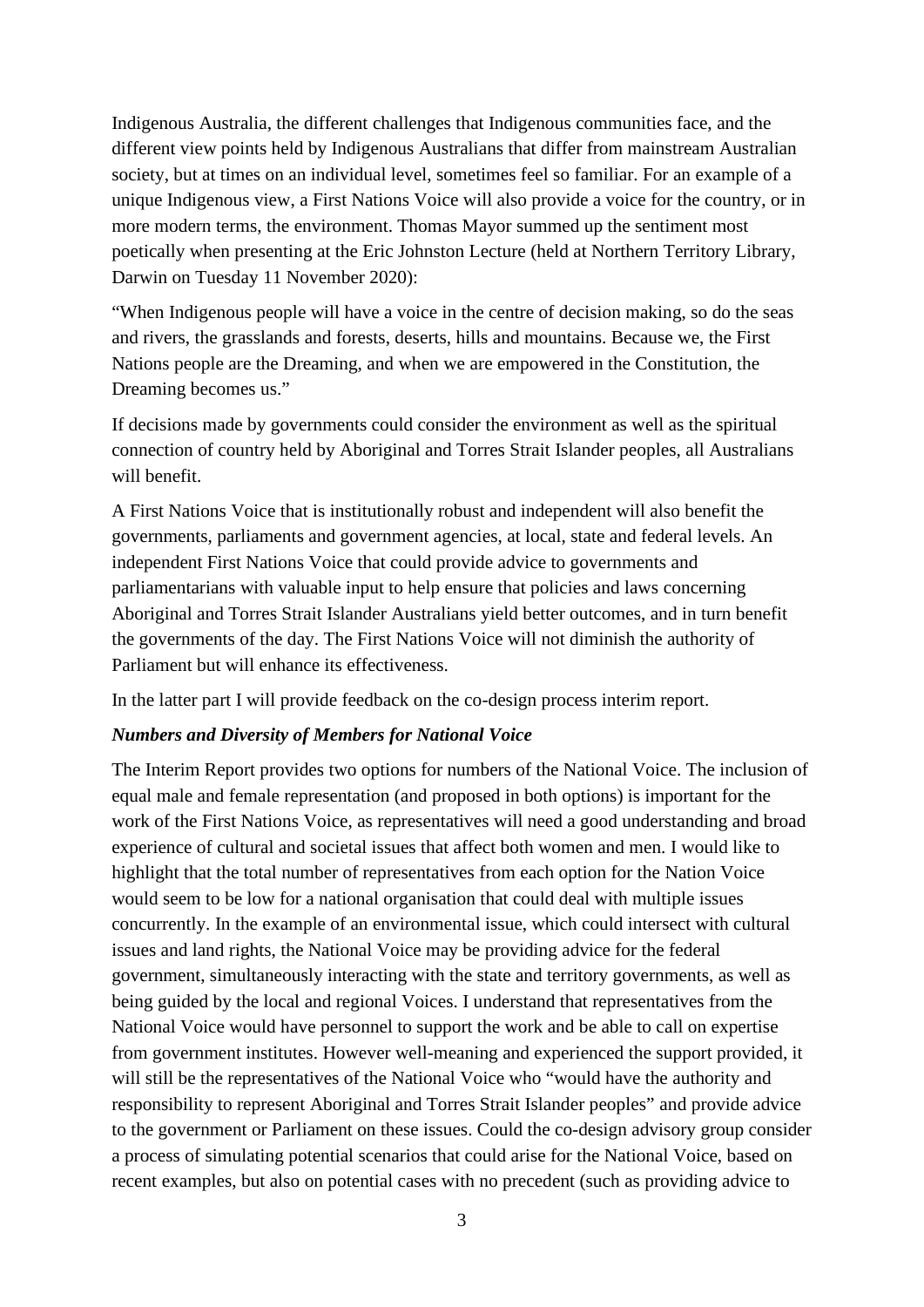Indigenous Australia, the different challenges that Indigenous communities face, and the different view points held by Indigenous Australians that differ from mainstream Australian society, but at times on an individual level, sometimes feel so familiar. For an example of a unique Indigenous view, a First Nations Voice will also provide a voice for the country, or in more modern terms, the environment. Thomas Mayor summed up the sentiment most poetically when presenting at the Eric Johnston Lecture (held at Northern Territory Library, Darwin on Tuesday 11 November 2020):

"When Indigenous people will have a voice in the centre of decision making, so do the seas and rivers, the grasslands and forests, deserts, hills and mountains. Because we, the First Nations people are the Dreaming, and when we are empowered in the Constitution, the Dreaming becomes us."

If decisions made by governments could consider the environment as well as the spiritual connection of country held by Aboriginal and Torres Strait Islander peoples, all Australians will benefit.

A First Nations Voice that is institutionally robust and independent will also benefit the governments, parliaments and government agencies, at local, state and federal levels. An independent First Nations Voice that could provide advice to governments and parliamentarians with valuable input to help ensure that policies and laws concerning Aboriginal and Torres Strait Islander Australians yield better outcomes, and in turn benefit the governments of the day. The First Nations Voice will not diminish the authority of Parliament but will enhance its effectiveness.

In the latter part I will provide feedback on the co-design process interim report.

***Numbers and Diversity of Members for National Voice***

The Interim Report provides two options for numbers of the National Voice. The inclusion of equal male and female representation (and proposed in both options) is important for the work of the First Nations Voice, as representatives will need a good understanding and broad experience of cultural and societal issues that affect both women and men. I would like to highlight that the total number of representatives from each option for the Nation Voice would seem to be low for a national organisation that could deal with multiple issues concurrently. In the example of an environmental issue, which could intersect with cultural issues and land rights, the National Voice may be providing advice for the federal government, simultaneously interacting with the state and territory governments, as well as being guided by the local and regional Voices. I understand that representatives from the National Voice would have personnel to support the work and be able to call on expertise from government institutes. However well-meaning and experienced the support provided, it will still be the representatives of the National Voice who "would have the authority and responsibility to represent Aboriginal and Torres Strait Islander peoples" and provide advice to the government or Parliament on these issues. Could the co-design advisory group consider a process of simulating potential scenarios that could arise for the National Voice, based on recent examples, but also on potential cases with no precedent (such as providing advice to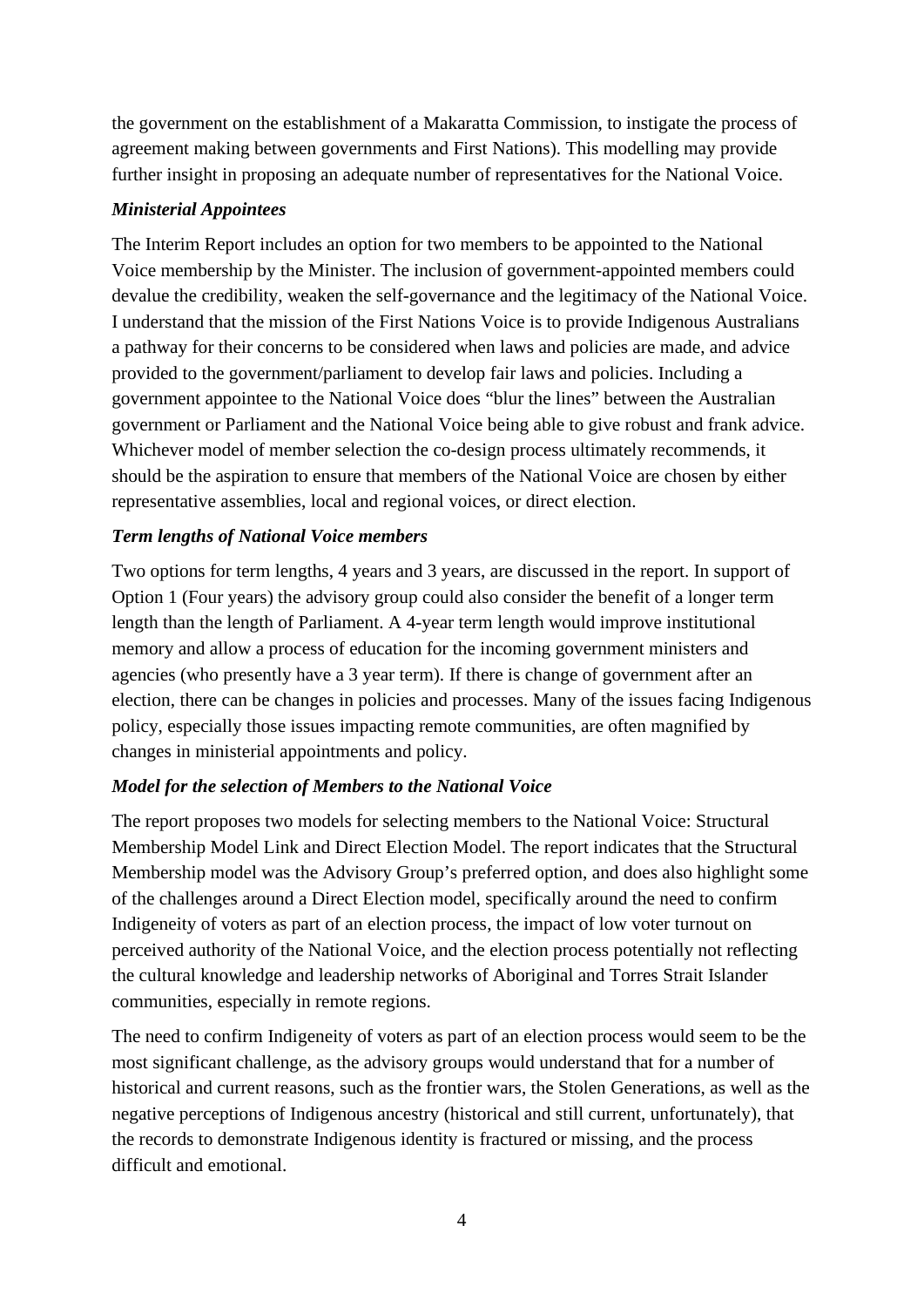the government on the establishment of a Makaratta Commission, to instigate the process of agreement making between governments and First Nations). This modelling may provide further insight in proposing an adequate number of representatives for the National Voice.

***Ministerial Appointees***

The Interim Report includes an option for two members to be appointed to the National Voice membership by the Minister. The inclusion of government-appointed members could devalue the credibility, weaken the self-governance and the legitimacy of the National Voice. I understand that the mission of the First Nations Voice is to provide Indigenous Australians a pathway for their concerns to be considered when laws and policies are made, and advice provided to the government/parliament to develop fair laws and policies. Including a government appointee to the National Voice does "blur the lines" between the Australian government or Parliament and the National Voice being able to give robust and frank advice. Whichever model of member selection the co-design process ultimately recommends, it should be the aspiration to ensure that members of the National Voice are chosen by either representative assemblies, local and regional voices, or direct election.

***Term lengths of National Voice members***

Two options for term lengths, 4 years and 3 years, are discussed in the report. In support of Option 1 (Four years) the advisory group could also consider the benefit of a longer term length than the length of Parliament. A 4-year term length would improve institutional memory and allow a process of education for the incoming government ministers and agencies (who presently have a 3 year term). If there is change of government after an election, there can be changes in policies and processes. Many of the issues facing Indigenous policy, especially those issues impacting remote communities, are often magnified by changes in ministerial appointments and policy.

***Model for the selection of Members to the National Voice***

The report proposes two models for selecting members to the National Voice: Structural Membership Model Link and Direct Election Model. The report indicates that the Structural Membership model was the Advisory Group's preferred option, and does also highlight some of the challenges around a Direct Election model, specifically around the need to confirm Indigeneity of voters as part of an election process, the impact of low voter turnout on perceived authority of the National Voice, and the election process potentially not reflecting the cultural knowledge and leadership networks of Aboriginal and Torres Strait Islander communities, especially in remote regions.

The need to confirm Indigeneity of voters as part of an election process would seem to be the most significant challenge, as the advisory groups would understand that for a number of historical and current reasons, such as the frontier wars, the Stolen Generations, as well as the negative perceptions of Indigenous ancestry (historical and still current, unfortunately), that the records to demonstrate Indigenous identity is fractured or missing, and the process difficult and emotional.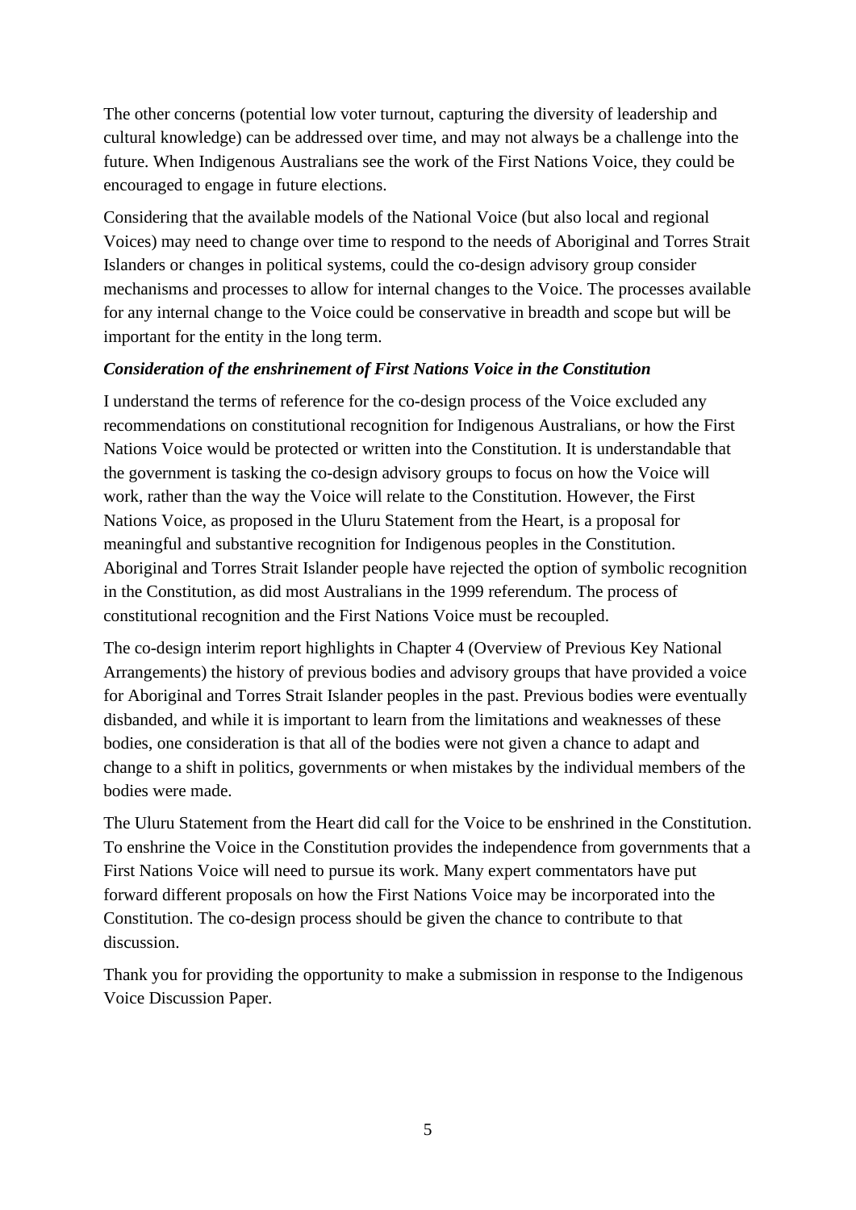The other concerns (potential low voter turnout, capturing the diversity of leadership and cultural knowledge) can be addressed over time, and may not always be a challenge into the future. When Indigenous Australians see the work of the First Nations Voice, they could be encouraged to engage in future elections.

Considering that the available models of the National Voice (but also local and regional Voices) may need to change over time to respond to the needs of Aboriginal and Torres Strait Islanders or changes in political systems, could the co-design advisory group consider mechanisms and processes to allow for internal changes to the Voice. The processes available for any internal change to the Voice could be conservative in breadth and scope but will be important for the entity in the long term.

***Consideration of the enshrinement of First Nations Voice in the Constitution***

I understand the terms of reference for the co-design process of the Voice excluded any recommendations on constitutional recognition for Indigenous Australians, or how the First Nations Voice would be protected or written into the Constitution. It is understandable that the government is tasking the co-design advisory groups to focus on how the Voice will work, rather than the way the Voice will relate to the Constitution. However, the First Nations Voice, as proposed in the Uluru Statement from the Heart, is a proposal for meaningful and substantive recognition for Indigenous peoples in the Constitution. Aboriginal and Torres Strait Islander people have rejected the option of symbolic recognition in the Constitution, as did most Australians in the 1999 referendum. The process of constitutional recognition and the First Nations Voice must be recoupled.

The co-design interim report highlights in Chapter 4 (Overview of Previous Key National Arrangements) the history of previous bodies and advisory groups that have provided a voice for Aboriginal and Torres Strait Islander peoples in the past. Previous bodies were eventually disbanded, and while it is important to learn from the limitations and weaknesses of these bodies, one consideration is that all of the bodies were not given a chance to adapt and change to a shift in politics, governments or when mistakes by the individual members of the bodies were made.

The Uluru Statement from the Heart did call for the Voice to be enshrined in the Constitution. To enshrine the Voice in the Constitution provides the independence from governments that a First Nations Voice will need to pursue its work. Many expert commentators have put forward different proposals on how the First Nations Voice may be incorporated into the Constitution. The co-design process should be given the chance to contribute to that discussion.

Thank you for providing the opportunity to make a submission in response to the Indigenous Voice Discussion Paper.